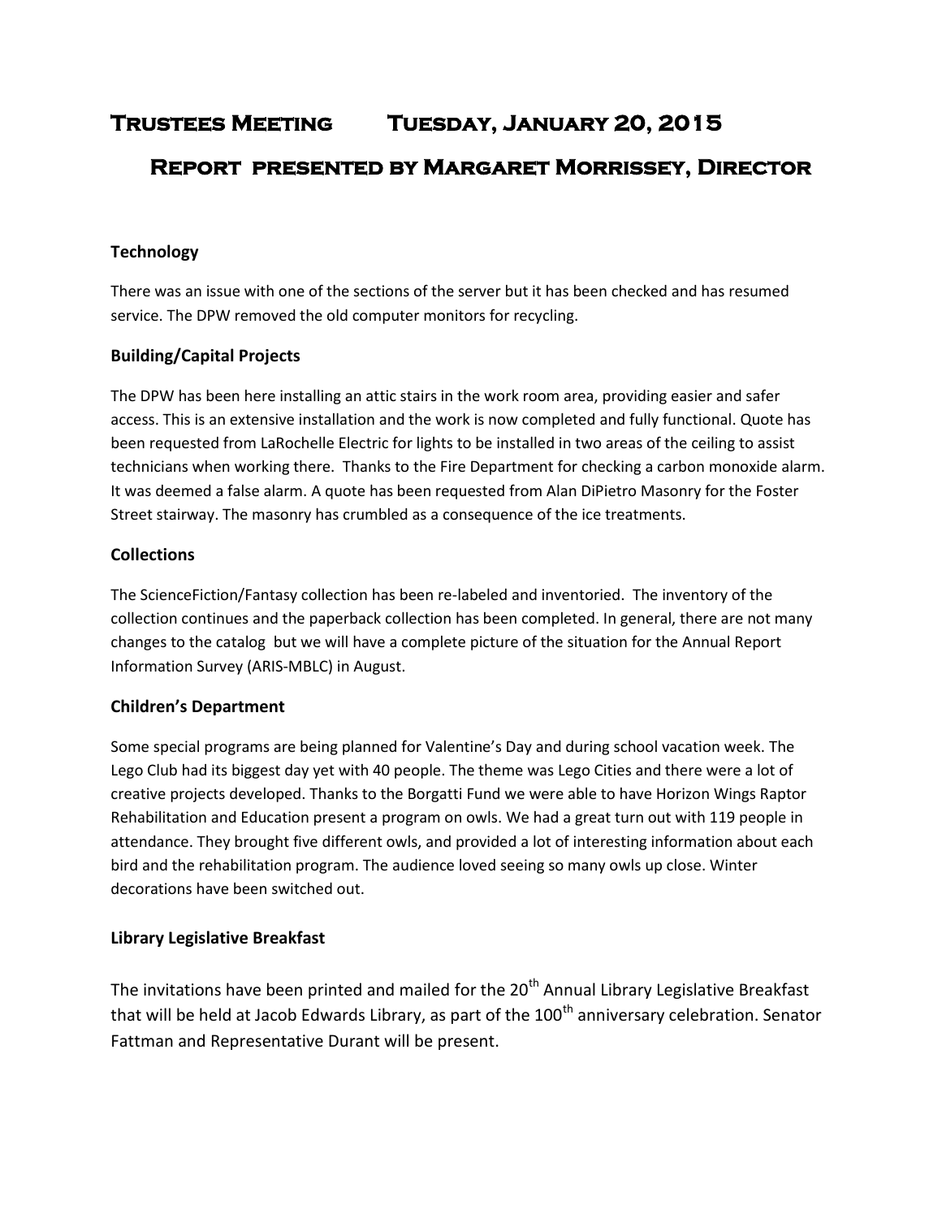# Trustees Meeting Tuesday, January 20, 2015

## Report presented by Margaret Morrissey, Director

### Technology

There was an issue with one of the sections of the server but it has been checked and has resumed service. The DPW removed the old computer monitors for recycling.

### Building/Capital Projects

The DPW has been here installing an attic stairs in the work room area, providing easier and safer access. This is an extensive installation and the work is now completed and fully functional. Quote has been requested from LaRochelle Electric for lights to be installed in two areas of the ceiling to assist technicians when working there. Thanks to the Fire Department for checking a carbon monoxide alarm. It was deemed a false alarm. A quote has been requested from Alan DiPietro Masonry for the Foster Street stairway. The masonry has crumbled as a consequence of the ice treatments.

### Collections

The ScienceFiction/Fantasy collection has been re-labeled and inventoried. The inventory of the collection continues and the paperback collection has been completed. In general, there are not many changes to the catalog but we will have a complete picture of the situation for the Annual Report Information Survey (ARIS-MBLC) in August.

### Children's Department

Some special programs are being planned for Valentine's Day and during school vacation week. The Lego Club had its biggest day yet with 40 people. The theme was Lego Cities and there were a lot of creative projects developed. Thanks to the Borgatti Fund we were able to have Horizon Wings Raptor Rehabilitation and Education present a program on owls. We had a great turn out with 119 people in attendance. They brought five different owls, and provided a lot of interesting information about each bird and the rehabilitation program. The audience loved seeing so many owls up close. Winter decorations have been switched out.

### Library Legislative Breakfast

The invitations have been printed and mailed for the 20th Annual Library Legislative Breakfast that will be held at Jacob Edwards Library, as part of the 100th anniversary celebration. Senator Fattman and Representative Durant will be present.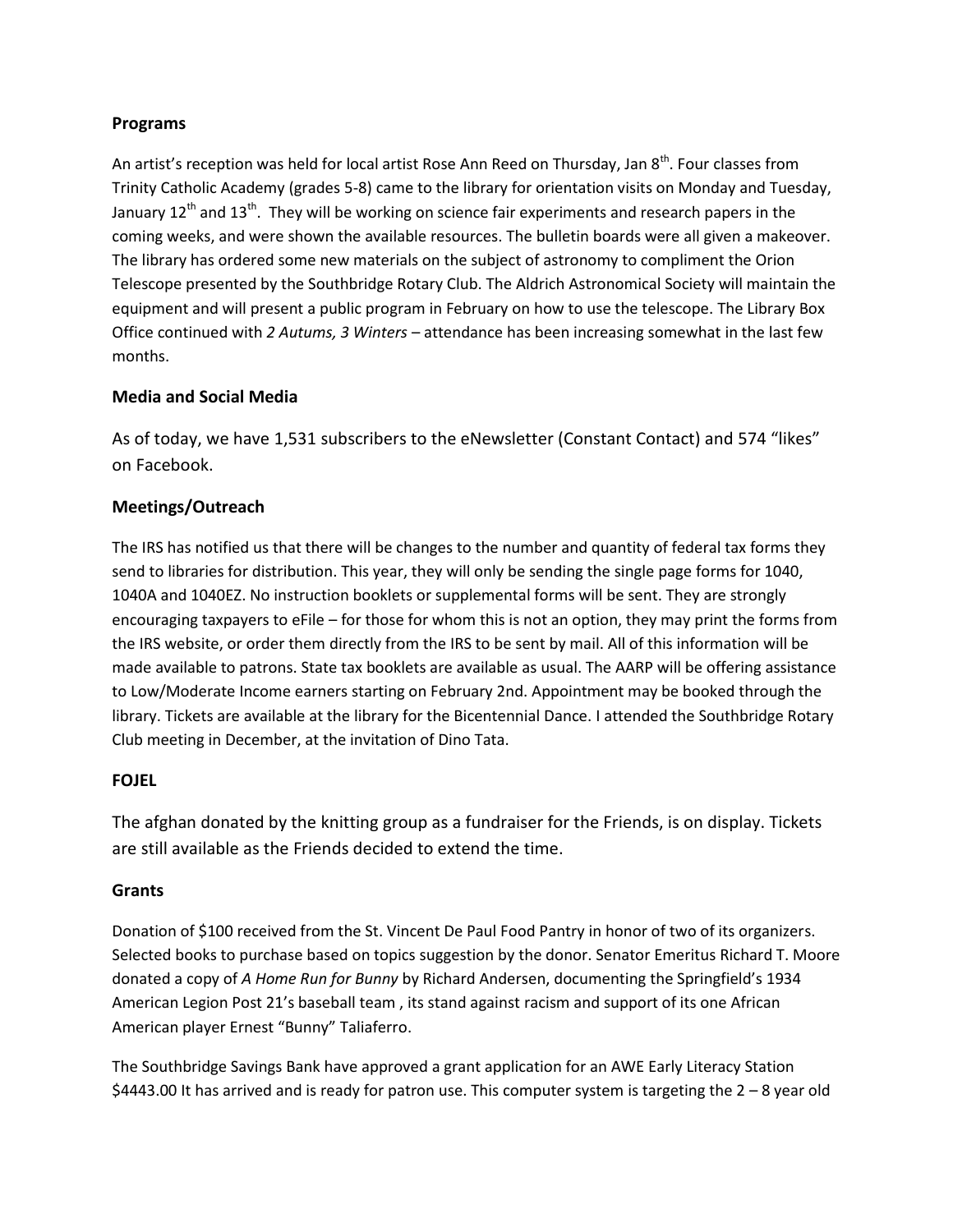### Programs

An artist's reception was held for local artist Rose Ann Reed on Thursday, Jan 8th. Four classes from Trinity Catholic Academy (grades 5-8) came to the library for orientation visits on Monday and Tuesday, January 12th and 13th. They will be working on science fair experiments and research papers in the coming weeks, and were shown the available resources. The bulletin boards were all given a makeover. The library has ordered some new materials on the subject of astronomy to compliment the Orion Telescope presented by the Southbridge Rotary Club. The Aldrich Astronomical Society will maintain the equipment and will present a public program in February on how to use the telescope. The Library Box Office continued with *2 Autums, 3 Winters* – attendance has been increasing somewhat in the last few months.

### Media and Social Media

As of today, we have 1,531 subscribers to the eNewsletter (Constant Contact) and 574 "likes" on Facebook.

### Meetings/Outreach

The IRS has notified us that there will be changes to the number and quantity of federal tax forms they send to libraries for distribution. This year, they will only be sending the single page forms for 1040, 1040A and 1040EZ. No instruction booklets or supplemental forms will be sent. They are strongly encouraging taxpayers to eFile – for those for whom this is not an option, they may print the forms from the IRS website, or order them directly from the IRS to be sent by mail. All of this information will be made available to patrons. State tax booklets are available as usual. The AARP will be offering assistance to Low/Moderate Income earners starting on February 2nd. Appointment may be booked through the library. Tickets are available at the library for the Bicentennial Dance. I attended the Southbridge Rotary Club meeting in December, at the invitation of Dino Tata.

### FOJEL

The afghan donated by the knitting group as a fundraiser for the Friends, is on display. Tickets are still available as the Friends decided to extend the time.

### Grants

Donation of $100 received from the St. Vincent De Paul Food Pantry in honor of two of its organizers. Selected books to purchase based on topics suggestion by the donor. Senator Emeritus Richard T. Moore donated a copy of *A Home Run for Bunny* by Richard Andersen, documenting the Springfield's 1934 American Legion Post 21's baseball team , its stand against racism and support of its one African American player Ernest "Bunny" Taliaferro.

The Southbridge Savings Bank have approved a grant application for an AWE Early Literacy Station $4443.00 It has arrived and is ready for patron use. This computer system is targeting the 2 – 8 year old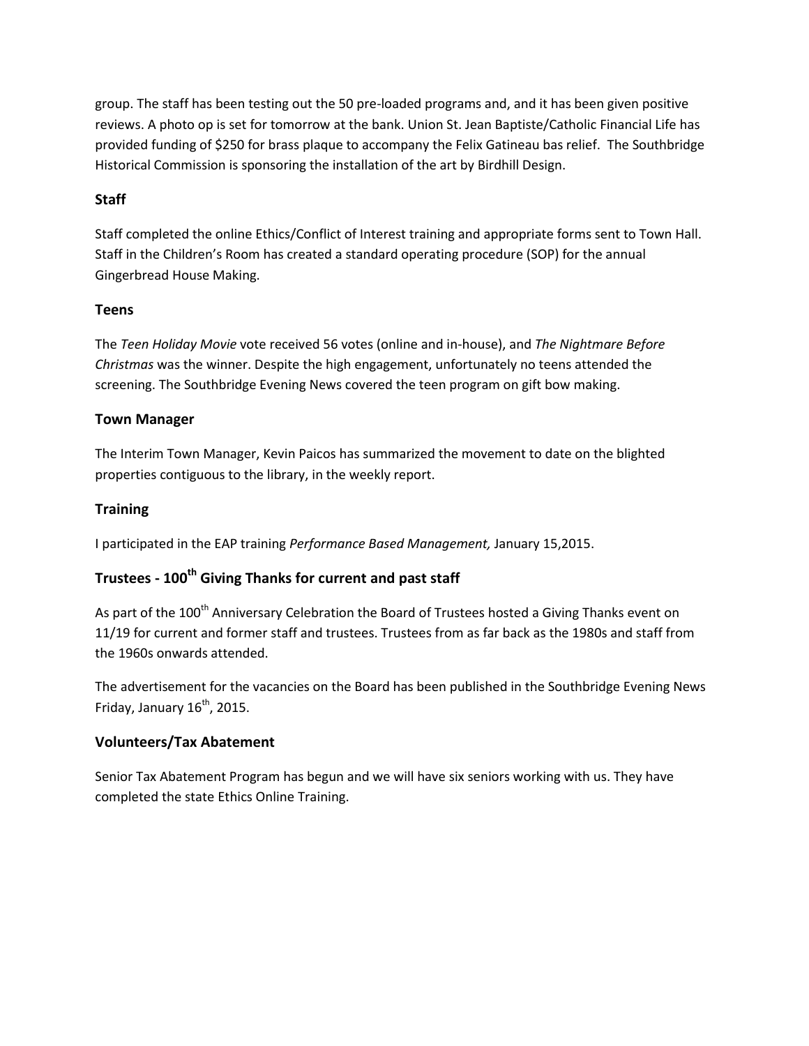group. The staff has been testing out the 50 pre-loaded programs and, and it has been given positive reviews. A photo op is set for tomorrow at the bank. Union St. Jean Baptiste/Catholic Financial Life has provided funding of $250 for brass plaque to accompany the Felix Gatineau bas relief. The Southbridge Historical Commission is sponsoring the installation of the art by Birdhill Design.

### Staff

Staff completed the online Ethics/Conflict of Interest training and appropriate forms sent to Town Hall. Staff in the Children's Room has created a standard operating procedure (SOP) for the annual Gingerbread House Making.

### Teens

The *Teen Holiday Movie* vote received 56 votes (online and in-house), and *The Nightmare Before Christmas* was the winner. Despite the high engagement, unfortunately no teens attended the screening. The Southbridge Evening News covered the teen program on gift bow making.

### Town Manager

The Interim Town Manager, Kevin Paicos has summarized the movement to date on the blighted properties contiguous to the library, in the weekly report.

### Training

I participated in the EAP training *Performance Based Management,* January 15,2015.

### Trustees - 100th Giving Thanks for current and past staff

As part of the 100th Anniversary Celebration the Board of Trustees hosted a Giving Thanks event on 11/19 for current and former staff and trustees. Trustees from as far back as the 1980s and staff from the 1960s onwards attended.

The advertisement for the vacancies on the Board has been published in the Southbridge Evening News Friday, January 16th, 2015.

### Volunteers/Tax Abatement

Senior Tax Abatement Program has begun and we will have six seniors working with us. They have completed the state Ethics Online Training.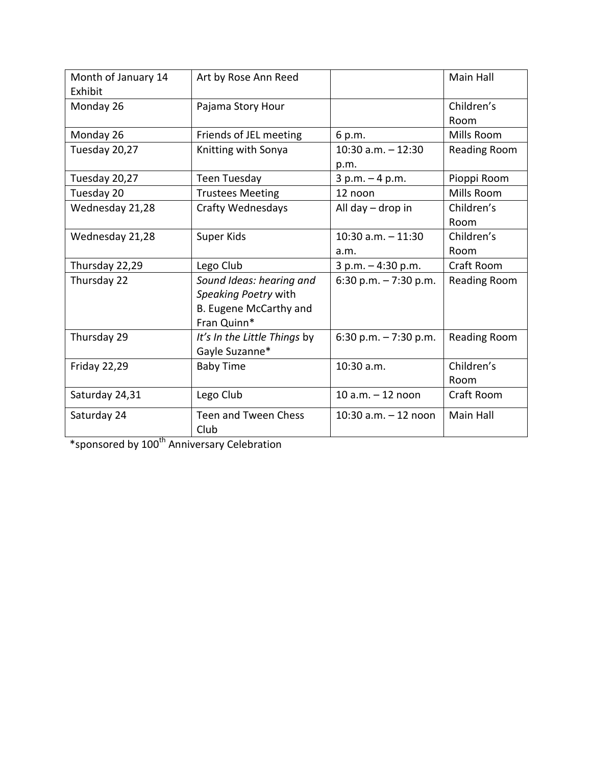| | | | |
|---|---|---|---|
| Month of January 14 Exhibit | Art by Rose Ann Reed | | Main Hall |
| Monday 26 | Pajama Story Hour | | Children's Room |
| Monday 26 | Friends of JEL meeting | 6 p.m. | Mills Room |
| Tuesday 20,27 | Knitting with Sonya | 10:30 a.m. – 12:30 p.m. | Reading Room |
| Tuesday 20,27 | Teen Tuesday | 3 p.m. – 4 p.m. | Pioppi Room |
| Tuesday 20 | Trustees Meeting | 12 noon | Mills Room |
| Wednesday 21,28 | Crafty Wednesdays | All day – drop in | Children's Room |
| Wednesday 21,28 | Super Kids | 10:30 a.m. – 11:30 a.m. | Children's Room |
| Thursday 22,29 | Lego Club | 3 p.m. – 4:30 p.m. | Craft Room |
| Thursday 22 | *Sound Ideas: hearing and Speaking Poetry* with B. Eugene McCarthy and Fran Quinn* | 6:30 p.m. – 7:30 p.m. | Reading Room |
| Thursday 29 | *It's In the Little Things* by Gayle Suzanne* | 6:30 p.m. – 7:30 p.m. | Reading Room |
| Friday 22,29 | Baby Time | 10:30 a.m. | Children's Room |
| Saturday 24,31 | Lego Club | 10 a.m. – 12 noon | Craft Room |
| Saturday 24 | Teen and Tween Chess Club | 10:30 a.m. – 12 noon | Main Hall |

*sponsored by 100th Anniversary Celebration